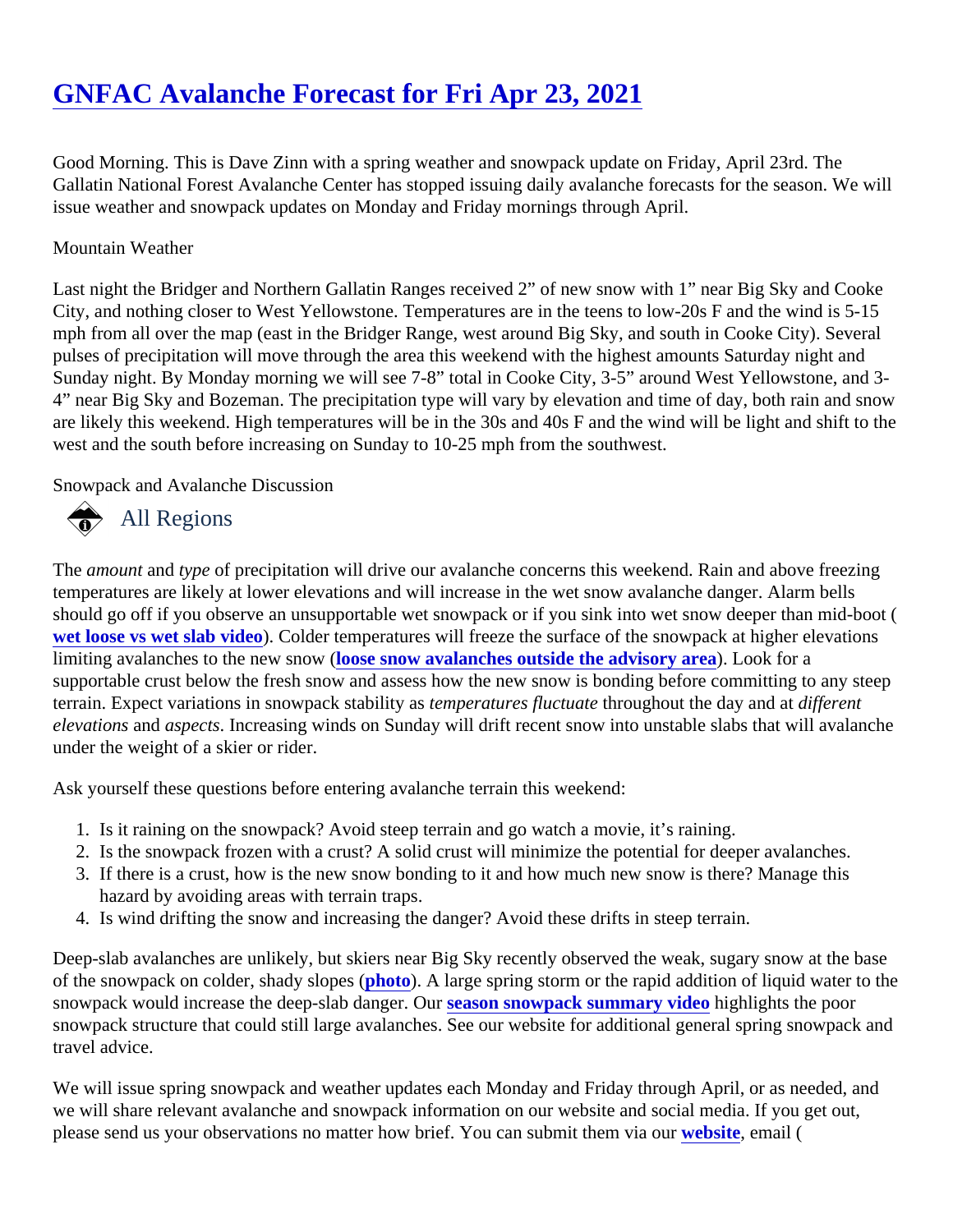# GNFAC Avalanche Forecast for Fri Apr 23, 2021

Good Morning. This is Dave Zinn with a spring weather and snowpack update on Friday, April 23rd. The Gallatin National Forest Avalanche Center has stopped issuing daily avalanche forecasts for the season. We will issue weather and snowpack updates on Monday and Friday mornings through April.

Mountain Weather

Last night the Bridger and Northern Gallatin Ranges received 2" of new snow with 1" near Big Sky and Cooke City, and nothing closer to West Yellowstone. Temperatures are in the teens to low-20s F and the wind is 5-15 mph from all over the map (east in the Bridger Range, west around Big Sky, and south in Cooke City). Several pulses of precipitation will move through the area this weekend with the highest amounts Saturday night and Sunday night. By Monday morning we will see 7-8" total in Cooke City, 3-5" around West Yellowstone, and 3-4" near Big Sky and Bozeman. The precipitation type will vary by elevation and time of day, both rain and snow are likely this weekend. High temperatures will be in the 30s and 40s F and the wind will be light and shift to the west and the south before increasing on Sunday to 10-25 mph from the southwest.

Snowpack and Avalanche Discussion

## All Regions

The *amount* and *type* of precipitation will drive our avalanche concerns this weekend. Rain and above freezing temperatures are likely at lower elevations and will increase in the wet snow avalanche danger. Alarm bells should go off if you observe an unsupportable wet snowpack or if you sink into wet snow deeper than mid-boot (**wet loose vs wet slab video**). Colder temperatures will freeze the surface of the snowpack at higher elevations limiting avalanches to the new snow (**loose snow avalanches outside the advisory area**). Look for a supportable crust below the fresh snow and assess how the new snow is bonding before committing to any steep terrain. Expect variations in snowpack stability as *temperatures fluctuate* throughout the day and at *different elevations* and *aspects*. Increasing winds on Sunday will drift recent snow into unstable slabs that will avalanche under the weight of a skier or rider.

Ask yourself these questions before entering avalanche terrain this weekend:

1. Is it raining on the snowpack? Avoid steep terrain and go watch a movie, it's raining.
2. Is the snowpack frozen with a crust? A solid crust will minimize the potential for deeper avalanches.
3. If there is a crust, how is the new snow bonding to it and how much new snow is there? Manage this hazard by avoiding areas with terrain traps.
4. Is wind drifting the snow and increasing the danger? Avoid these drifts in steep terrain.

Deep-slab avalanches are unlikely, but skiers near Big Sky recently observed the weak, sugary snow at the base of the snowpack on colder, shady slopes (**photo**). A large spring storm or the rapid addition of liquid water to the snowpack would increase the deep-slab danger. Our **season snowpack summary video** highlights the poor snowpack structure that could still large avalanches. See our website for additional general spring snowpack and travel advice.

We will issue spring snowpack and weather updates each Monday and Friday through April, or as needed, and we will share relevant avalanche and snowpack information on our website and social media. If you get out, please send us your observations no matter how brief. You can submit them via our **website**, email (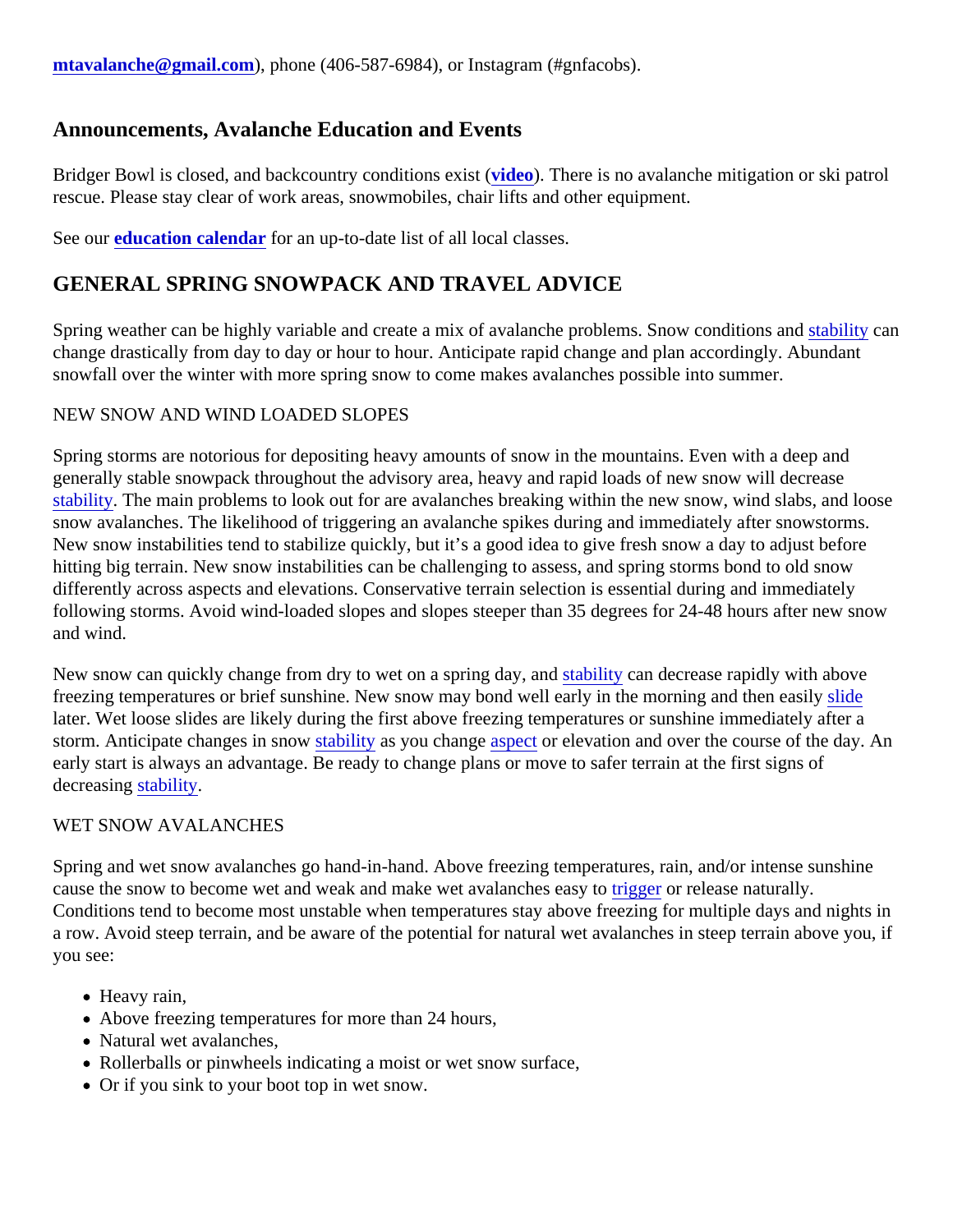mtavalanche@gmail.com), phone (406-587-6984), or Instagram (#gnfacobs).

## Announcements, Avalanche Education and Events

Bridger Bowl is closed, and backcountry conditions exist (**video**). There is no avalanche mitigation or ski patrol rescue. Please stay clear of work areas, snowmobiles, chair lifts and other equipment.

See our **education calendar** for an up-to-date list of all local classes.

## GENERAL SPRING SNOWPACK AND TRAVEL ADVICE

Spring weather can be highly variable and create a mix of avalanche problems. Snow conditions and stability can change drastically from day to day or hour to hour. Anticipate rapid change and plan accordingly. Abundant snowfall over the winter with more spring snow to come makes avalanches possible into summer.

NEW SNOW AND WIND LOADED SLOPES

Spring storms are notorious for depositing heavy amounts of snow in the mountains. Even with a deep and generally stable snowpack throughout the advisory area, heavy and rapid loads of new snow will decrease stability. The main problems to look out for are avalanches breaking within the new snow, wind slabs, and loose snow avalanches. The likelihood of triggering an avalanche spikes during and immediately after snowstorms. New snow instabilities tend to stabilize quickly, but it's a good idea to give fresh snow a day to adjust before hitting big terrain. New snow instabilities can be challenging to assess, and spring storms bond to old snow differently across aspects and elevations. Conservative terrain selection is essential during and immediately following storms. Avoid wind-loaded slopes and slopes steeper than 35 degrees for 24-48 hours after new snow and wind.

New snow can quickly change from dry to wet on a spring day, and stability can decrease rapidly with above freezing temperatures or brief sunshine. New snow may bond well early in the morning and then easily slide later. Wet loose slides are likely during the first above freezing temperatures or sunshine immediately after a storm. Anticipate changes in snow stability as you change aspect or elevation and over the course of the day. An early start is always an advantage. Be ready to change plans or move to safer terrain at the first signs of decreasing stability.

WET SNOW AVALANCHES

Spring and wet snow avalanches go hand-in-hand. Above freezing temperatures, rain, and/or intense sunshine cause the snow to become wet and weak and make wet avalanches easy to trigger or release naturally. Conditions tend to become most unstable when temperatures stay above freezing for multiple days and nights in a row. Avoid steep terrain, and be aware of the potential for natural wet avalanches in steep terrain above you, if you see:

- Heavy rain,
- Above freezing temperatures for more than 24 hours,
- Natural wet avalanches,
- Rollerballs or pinwheels indicating a moist or wet snow surface,
- Or if you sink to your boot top in wet snow.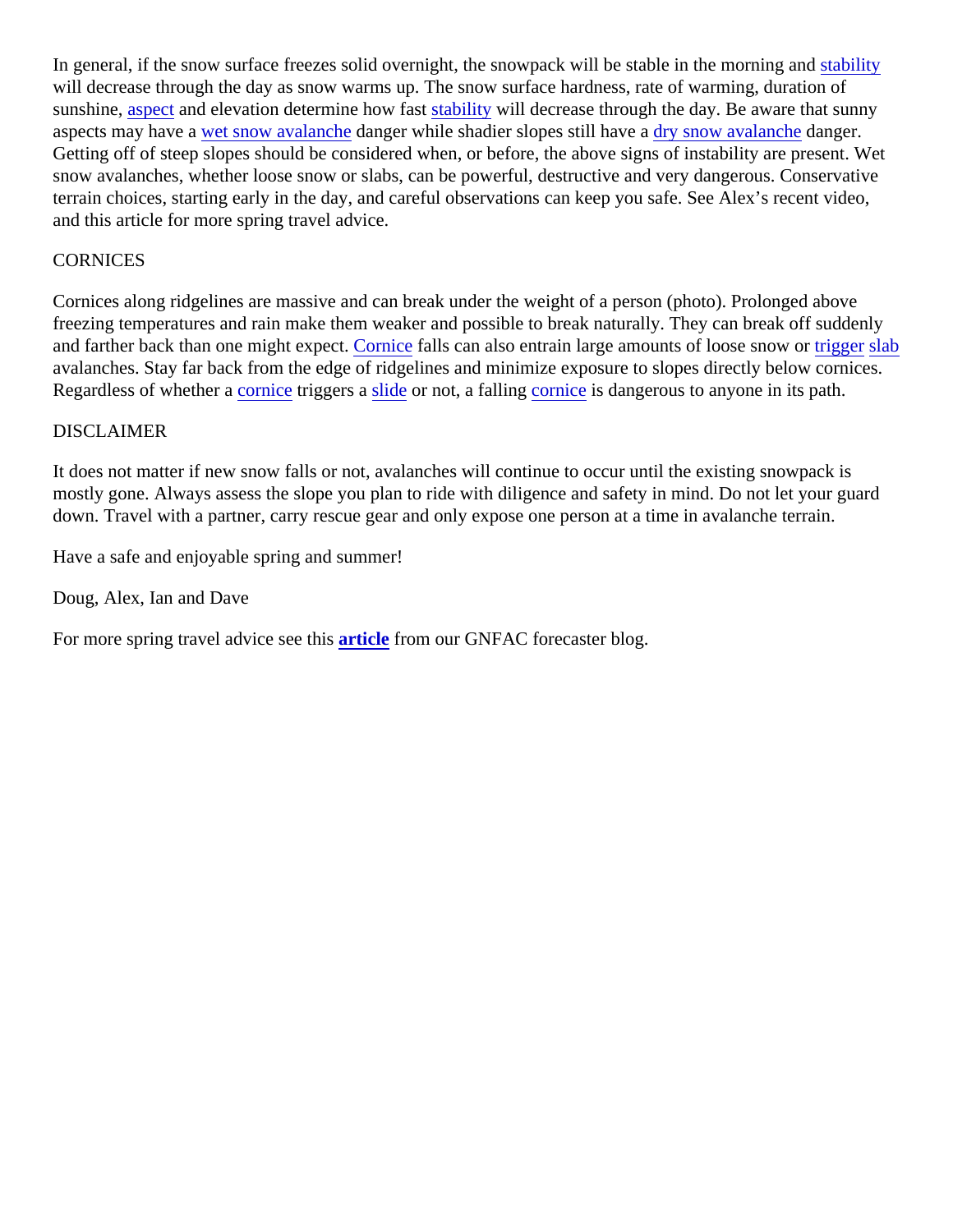In general, if the snow surface freezes solid overnight, the snowpack will be stable in the morning and stability will decrease through the day as snow warms up. The snow surface hardness, rate of warming, duration of sunshine, aspect and elevation determine how fast stability will decrease through the day. Be aware that sunny aspects may have a wet snow avalanche danger while shadier slopes still have a dry snow avalanche danger. Getting off of steep slopes should be considered when, or before, the above signs of instability are present. Wet snow avalanches, whether loose snow or slabs, can be powerful, destructive and very dangerous. Conservative terrain choices, starting early in the day, and careful observations can keep you safe. See Alex's recent video, and this article for more spring travel advice.

CORNICES

Cornices along ridgelines are massive and can break under the weight of a person (photo). Prolonged above freezing temperatures and rain make them weaker and possible to break naturally. They can break off suddenly and farther back than one might expect. Cornice falls can also entrain large amounts of loose snow or trigger slab avalanches. Stay far back from the edge of ridgelines and minimize exposure to slopes directly below cornices. Regardless of whether a cornice triggers a slide or not, a falling cornice is dangerous to anyone in its path.

DISCLAIMER

It does not matter if new snow falls or not, avalanches will continue to occur until the existing snowpack is mostly gone. Always assess the slope you plan to ride with diligence and safety in mind. Do not let your guard down. Travel with a partner, carry rescue gear and only expose one person at a time in avalanche terrain.

Have a safe and enjoyable spring and summer!

Doug, Alex, Ian and Dave

For more spring travel advice see this **article** from our GNFAC forecaster blog.